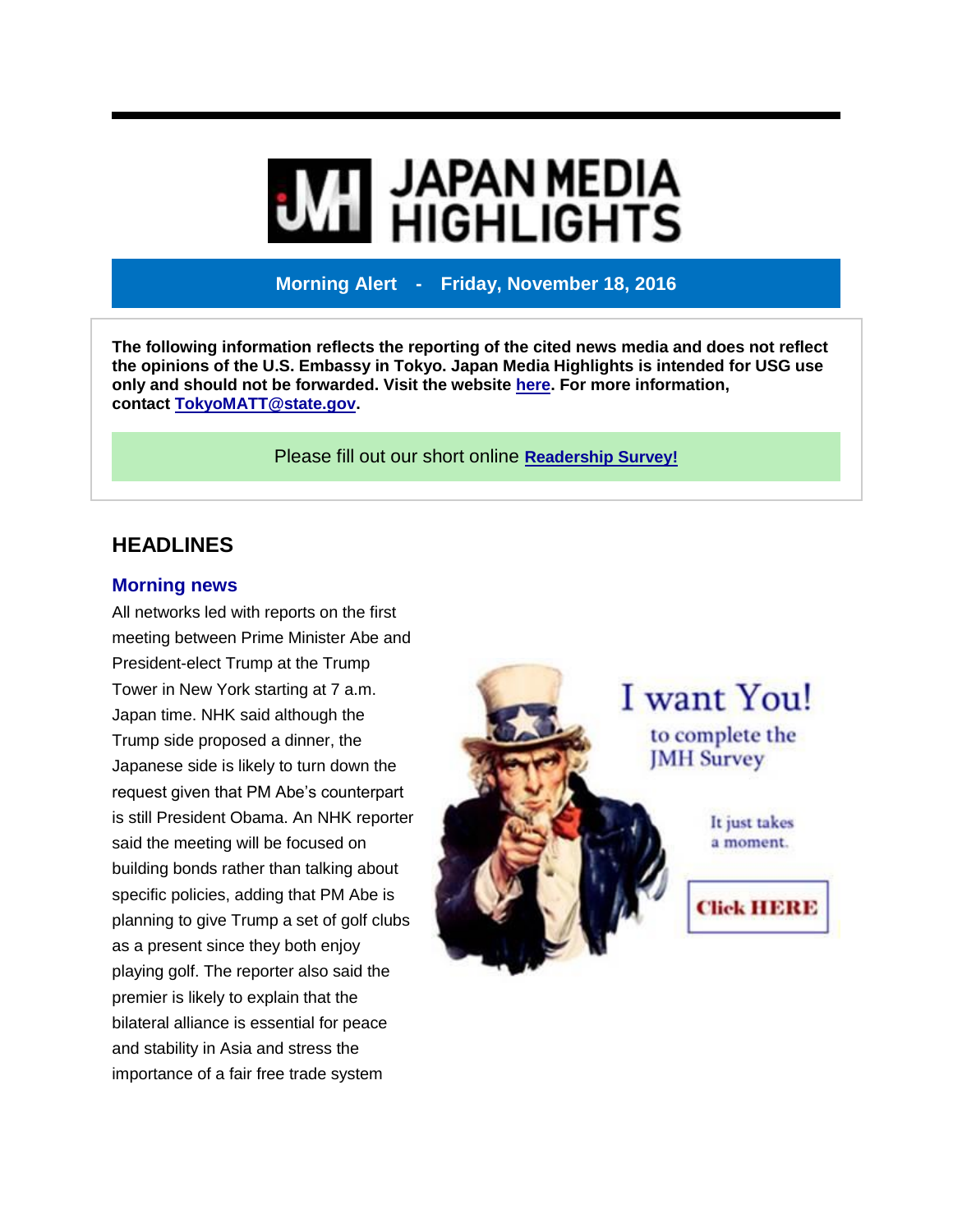# JAPAN MEDIA HIGHLIGHTS

**Morning Alert - Friday, November 18, 2016**

**The following information reflects the reporting of the cited news media and does not reflect the opinions of the U.S. Embassy in Tokyo. Japan Media Highlights is intended for USG use only and should not be forwarded. Visit the website [here](). For more information, contact [TokyoMATT@state.gov]().**

Please fill out our short online **[Readership Survey!]()**

## HEADLINES

### Morning news

All networks led with reports on the first meeting between Prime Minister Abe and President-elect Trump at the Trump Tower in New York starting at 7 a.m. Japan time. NHK said although the Trump side proposed a dinner, the Japanese side is likely to turn down the request given that PM Abe's counterpart is still President Obama. An NHK reporter said the meeting will be focused on building bonds rather than talking about specific policies, adding that PM Abe is planning to give Trump a set of golf clubs as a present since they both enjoy playing golf. The reporter also said the premier is likely to explain that the bilateral alliance is essential for peace and stability in Asia and stress the importance of a fair free trade system

I want You! to complete the JMH Survey

It just takes a moment.

Click HERE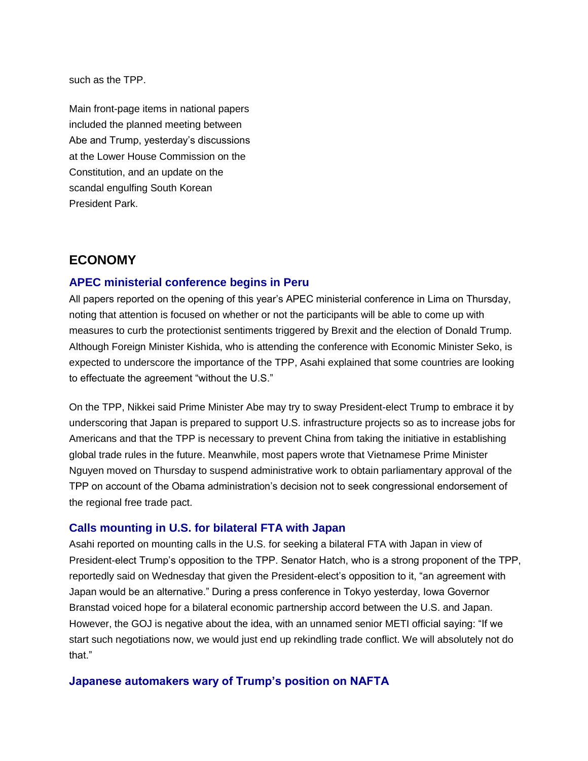such as the TPP.

Main front-page items in national papers included the planned meeting between Abe and Trump, yesterday's discussions at the Lower House Commission on the Constitution, and an update on the scandal engulfing South Korean President Park.

## ECONOMY

### APEC ministerial conference begins in Peru

All papers reported on the opening of this year's APEC ministerial conference in Lima on Thursday, noting that attention is focused on whether or not the participants will be able to come up with measures to curb the protectionist sentiments triggered by Brexit and the election of Donald Trump. Although Foreign Minister Kishida, who is attending the conference with Economic Minister Seko, is expected to underscore the importance of the TPP, Asahi explained that some countries are looking to effectuate the agreement "without the U.S."

On the TPP, Nikkei said Prime Minister Abe may try to sway President-elect Trump to embrace it by underscoring that Japan is prepared to support U.S. infrastructure projects so as to increase jobs for Americans and that the TPP is necessary to prevent China from taking the initiative in establishing global trade rules in the future. Meanwhile, most papers wrote that Vietnamese Prime Minister Nguyen moved on Thursday to suspend administrative work to obtain parliamentary approval of the TPP on account of the Obama administration's decision not to seek congressional endorsement of the regional free trade pact.

### Calls mounting in U.S. for bilateral FTA with Japan

Asahi reported on mounting calls in the U.S. for seeking a bilateral FTA with Japan in view of President-elect Trump's opposition to the TPP. Senator Hatch, who is a strong proponent of the TPP, reportedly said on Wednesday that given the President-elect's opposition to it, "an agreement with Japan would be an alternative." During a press conference in Tokyo yesterday, Iowa Governor Branstad voiced hope for a bilateral economic partnership accord between the U.S. and Japan. However, the GOJ is negative about the idea, with an unnamed senior METI official saying: "If we start such negotiations now, we would just end up rekindling trade conflict. We will absolutely not do that."

### Japanese automakers wary of Trump's position on NAFTA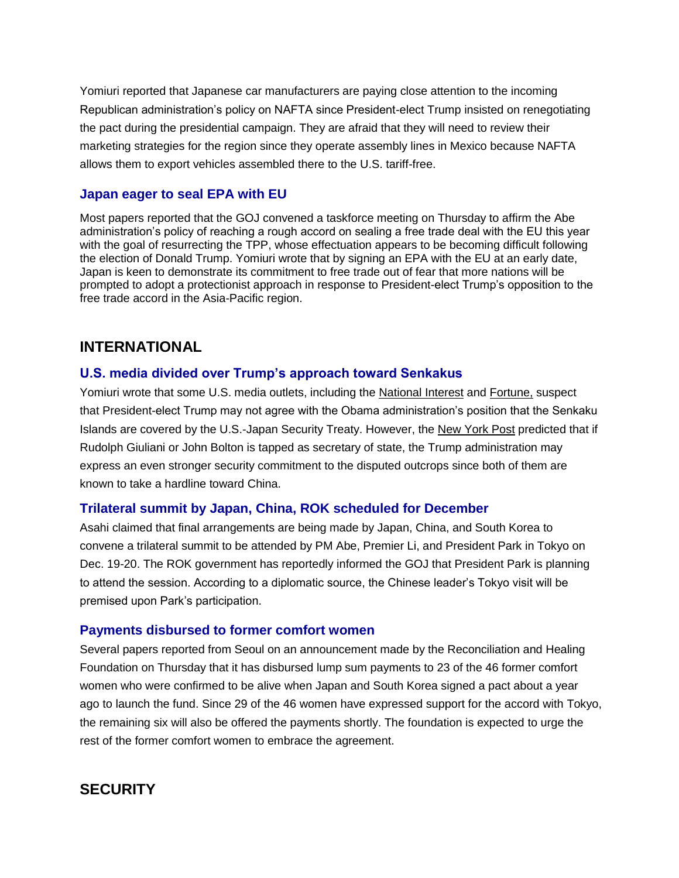Yomiuri reported that Japanese car manufacturers are paying close attention to the incoming Republican administration's policy on NAFTA since President-elect Trump insisted on renegotiating the pact during the presidential campaign. They are afraid that they will need to review their marketing strategies for the region since they operate assembly lines in Mexico because NAFTA allows them to export vehicles assembled there to the U.S. tariff-free.

### Japan eager to seal EPA with EU

Most papers reported that the GOJ convened a taskforce meeting on Thursday to affirm the Abe administration's policy of reaching a rough accord on sealing a free trade deal with the EU this year with the goal of resurrecting the TPP, whose effectuation appears to be becoming difficult following the election of Donald Trump. Yomiuri wrote that by signing an EPA with the EU at an early date, Japan is keen to demonstrate its commitment to free trade out of fear that more nations will be prompted to adopt a protectionist approach in response to President-elect Trump's opposition to the free trade accord in the Asia-Pacific region.

## INTERNATIONAL

### U.S. media divided over Trump's approach toward Senkakus

Yomiuri wrote that some U.S. media outlets, including the National Interest and Fortune, suspect that President-elect Trump may not agree with the Obama administration's position that the Senkaku Islands are covered by the U.S.-Japan Security Treaty. However, the New York Post predicted that if Rudolph Giuliani or John Bolton is tapped as secretary of state, the Trump administration may express an even stronger security commitment to the disputed outcrops since both of them are known to take a hardline toward China.

### Trilateral summit by Japan, China, ROK scheduled for December

Asahi claimed that final arrangements are being made by Japan, China, and South Korea to convene a trilateral summit to be attended by PM Abe, Premier Li, and President Park in Tokyo on Dec. 19-20. The ROK government has reportedly informed the GOJ that President Park is planning to attend the session. According to a diplomatic source, the Chinese leader's Tokyo visit will be premised upon Park's participation.

### Payments disbursed to former comfort women

Several papers reported from Seoul on an announcement made by the Reconciliation and Healing Foundation on Thursday that it has disbursed lump sum payments to 23 of the 46 former comfort women who were confirmed to be alive when Japan and South Korea signed a pact about a year ago to launch the fund. Since 29 of the 46 women have expressed support for the accord with Tokyo, the remaining six will also be offered the payments shortly. The foundation is expected to urge the rest of the former comfort women to embrace the agreement.

## SECURITY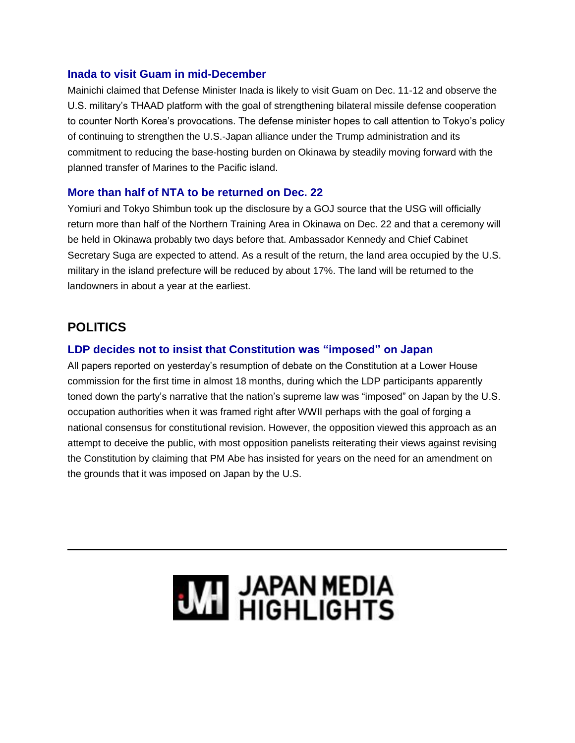### Inada to visit Guam in mid-December

Mainichi claimed that Defense Minister Inada is likely to visit Guam on Dec. 11-12 and observe the U.S. military's THAAD platform with the goal of strengthening bilateral missile defense cooperation to counter North Korea's provocations. The defense minister hopes to call attention to Tokyo's policy of continuing to strengthen the U.S.-Japan alliance under the Trump administration and its commitment to reducing the base-hosting burden on Okinawa by steadily moving forward with the planned transfer of Marines to the Pacific island.

### More than half of NTA to be returned on Dec. 22

Yomiuri and Tokyo Shimbun took up the disclosure by a GOJ source that the USG will officially return more than half of the Northern Training Area in Okinawa on Dec. 22 and that a ceremony will be held in Okinawa probably two days before that. Ambassador Kennedy and Chief Cabinet Secretary Suga are expected to attend. As a result of the return, the land area occupied by the U.S. military in the island prefecture will be reduced by about 17%. The land will be returned to the landowners in about a year at the earliest.

## POLITICS

### LDP decides not to insist that Constitution was "imposed" on Japan

All papers reported on yesterday's resumption of debate on the Constitution at a Lower House commission for the first time in almost 18 months, during which the LDP participants apparently toned down the party's narrative that the nation's supreme law was "imposed" on Japan by the U.S. occupation authorities when it was framed right after WWII perhaps with the goal of forging a national consensus for constitutional revision. However, the opposition viewed this approach as an attempt to deceive the public, with most opposition panelists reiterating their views against revising the Constitution by claiming that PM Abe has insisted for years on the need for an amendment on the grounds that it was imposed on Japan by the U.S.

---

JAPAN MEDIA HIGHLIGHTS